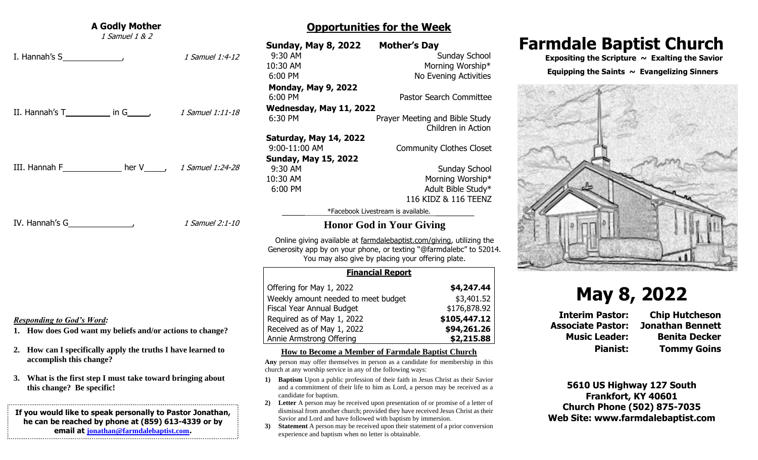## A Godly Mother

*1 Samuel 1 & 2*

I. Hannah's S\_\_\_\_\_\_\_\_\_\_\_\_\_\_, *1 Samuel 1:4-12*

II. Hannah's T\_\_\_\_\_\_\_\_\_\_ in G\_\_\_\_\_, *1 Samuel 1:11-18*

III. Hannah F\_\_\_\_\_\_\_\_\_\_\_\_\_\_ her V\_\_\_\_\_, *1 Samuel 1:24-28*

IV. Hannah's G\_\_\_\_\_\_\_\_\_\_\_\_\_\_\_, *1 Samuel 2:1-10*

***Responding to God's Word:***

1. **How does God want my beliefs and/or actions to change?**
2. **How can I specifically apply the truths I have learned to accomplish this change?**
3. **What is the first step I must take toward bringing about this change? Be specific!**

**If you would like to speak personally to Pastor Jonathan, he can be reached by phone at (859) 613-4339 or by email at jonathan@farmdalebaptist.com.**

## Opportunities for the Week

**Sunday, May 8, 2022 — Mother's Day**
- 9:30 AM — Sunday School
- 10:30 AM — Morning Worship*
- 6:00 PM — No Evening Activities

**Monday, May 9, 2022**
- 6:00 PM — Pastor Search Committee

**Wednesday, May 11, 2022**
- 6:30 PM — Prayer Meeting and Bible Study; Children in Action

**Saturday, May 14, 2022**
- 9:00-11:00 AM — Community Clothes Closet

**Sunday, May 15, 2022**
- 9:30 AM — Sunday School
- 10:30 AM — Morning Worship*
- 6:00 PM — Adult Bible Study*; 116 KIDZ & 116 TEENZ

*Facebook Livestream is available.

## Honor God in Your Giving

Online giving available at farmdalebaptist.com/giving, utilizing the Generosity app by on your phone, or texting "@farmdalebc" to 52014. You may also give by placing your offering plate.

| **Financial Report** | |
|---|---|
| Offering for May 1, 2022 | **$4,247.44** |
| Weekly amount needed to meet budget | $3,401.52 |
| Fiscal Year Annual Budget | $176,878.92 |
| Required as of May 1, 2022 | **$105,447.12** |
| Received as of May 1, 2022 | **$94,261.26** |
| Annie Armstrong Offering | **$2,215.88** |

### How to Become a Member of Farmdale Baptist Church

**Any** person may offer themselves in person as a candidate for membership in this church at any worship service in any of the following ways:

1) **Baptism** Upon a public profession of their faith in Jesus Christ as their Savior and a commitment of their life to him as Lord, a person may be received as a candidate for baptism.
2) **Letter** A person may be received upon presentation of or promise of a letter of dismissal from another church; provided they have received Jesus Christ as their Savior and Lord and have followed with baptism by immersion.
3) **Statement** A person may be received upon their statement of a prior conversion experience and baptism when no letter is obtainable.

# Farmdale Baptist Church

**Expositing the Scripture ~ Exalting the Savior**

**Equipping the Saints ~ Evangelizing Sinners**

# May 8, 2022

**Interim Pastor:** **Chip Hutcheson**
**Associate Pastor:** **Jonathan Bennett**
**Music Leader:** **Benita Decker**
**Pianist:** **Tommy Goins**

**5610 US Highway 127 South**
**Frankfort, KY 40601**
**Church Phone (502) 875-7035**
**Web Site: www.farmdalebaptist.com**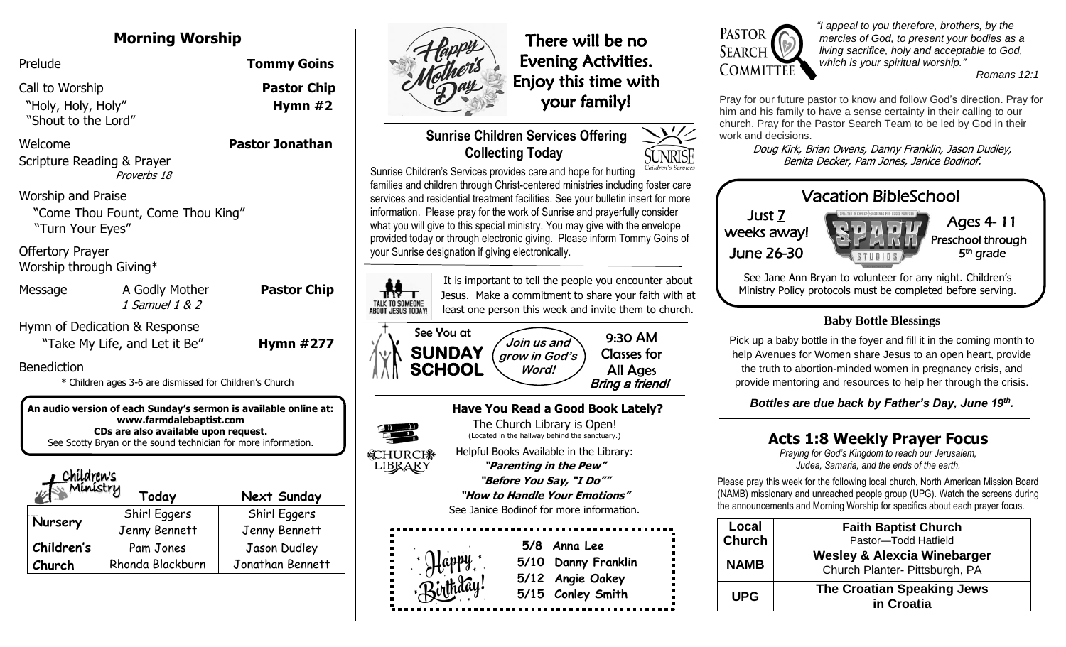## Morning Worship

Prelude **Tommy Goins**

Call to Worship **Pastor Chip**

"Holy, Holy, Holy" **Hymn #2**

"Shout to the Lord"

Welcome **Pastor Jonathan**

Scripture Reading & Prayer

*Proverbs 18*

Worship and Praise

"Come Thou Fount, Come Thou King"

"Turn Your Eyes"

Offertory Prayer

Worship through Giving*

Message A Godly Mother **Pastor Chip**

*1 Samuel 1 & 2*

Hymn of Dedication & Response

"Take My Life, and Let it Be" **Hymn #277**

Benediction

\* Children ages 3-6 are dismissed for Children's Church

**An audio version of each Sunday's sermon is available online at: www.farmdalebaptist.com**
**CDs are also available upon request.**
See Scotty Bryan or the sound technician for more information.

### Children's Ministry

| | Today | Next Sunday |
|---|---|---|
| Nursery | Shirl Eggers<br>Jenny Bennett | Shirl Eggers<br>Jenny Bennett |
| Children's Church | Pam Jones<br>Rhonda Blackburn | Jason Dudley<br>Jonathan Bennett |

Happy Mother's Day

There will be no Evening Activities. Enjoy this time with your family!

### Sunrise Children Services Offering Collecting Today

Sunrise Children's Services provides care and hope for hurting families and children through Christ-centered ministries including foster care services and residential treatment facilities. See your bulletin insert for more information. Please pray for the work of Sunrise and prayerfully consider what you will give to this special ministry. You may give with the envelope provided today or through electronic giving. Please inform Tommy Goins of your Sunrise designation if giving electronically.

TALK TO SOMEONE ABOUT JESUS TODAY!

It is important to tell the people you encounter about Jesus. Make a commitment to share your faith with at least one person this week and invite them to church.

See You at SUNDAY SCHOOL

*Join us and grow in God's Word!*

9:30 AM Classes for All Ages *Bring a friend!*

### Have You Read a Good Book Lately?

The Church Library is Open!
(Located in the hallway behind the sanctuary.)

Helpful Books Available in the Library:

***"Parenting in the Pew"***

***"Before You Say, "I Do""***

***"How to Handle Your Emotions"***

See Janice Bodinof for more information.

Happy Birthday!

5/8 Anna Lee
5/10 Danny Franklin
5/12 Angie Oakey
5/15 Conley Smith

### Pastor Search Committee

*"I appeal to you therefore, brothers, by the mercies of God, to present your bodies as a living sacrifice, holy and acceptable to God, which is your spiritual worship."*
*Romans 12:1*

Pray for our future pastor to know and follow God's direction. Pray for him and his family to have a sense certainty in their calling to our church. Pray for the Pastor Search Team to be led by God in their work and decisions.

*Doug Kirk, Brian Owens, Danny Franklin, Jason Dudley, Benita Decker, Pam Jones, Janice Bodinof.*

### Vacation BibleSchool

Just 7 weeks away!
June 26-30

SPARK STUDIOS

Ages 4- 11
Preschool through 5th grade

See Jane Ann Bryan to volunteer for any night. Children's Ministry Policy protocols must be completed before serving.

### Baby Bottle Blessings

Pick up a baby bottle in the foyer and fill it in the coming month to help Avenues for Women share Jesus to an open heart, provide the truth to abortion-minded women in pregnancy crisis, and provide mentoring and resources to help her through the crisis.

***Bottles are due back by Father's Day, June 19th.***

## Acts 1:8 Weekly Prayer Focus

*Praying for God's Kingdom to reach our Jerusalem, Judea, Samaria, and the ends of the earth.*

Please pray this week for the following local church, North American Mission Board (NAMB) missionary and unreached people group (UPG). Watch the screens during the announcements and Morning Worship for specifics about each prayer focus.

| | |
|---|---|
| **Local Church** | **Faith Baptist Church**<br>Pastor—Todd Hatfield |
| **NAMB** | **Wesley & Alexcia Winebarger**<br>Church Planter- Pittsburgh, PA |
| **UPG** | **The Croatian Speaking Jews in Croatia** |